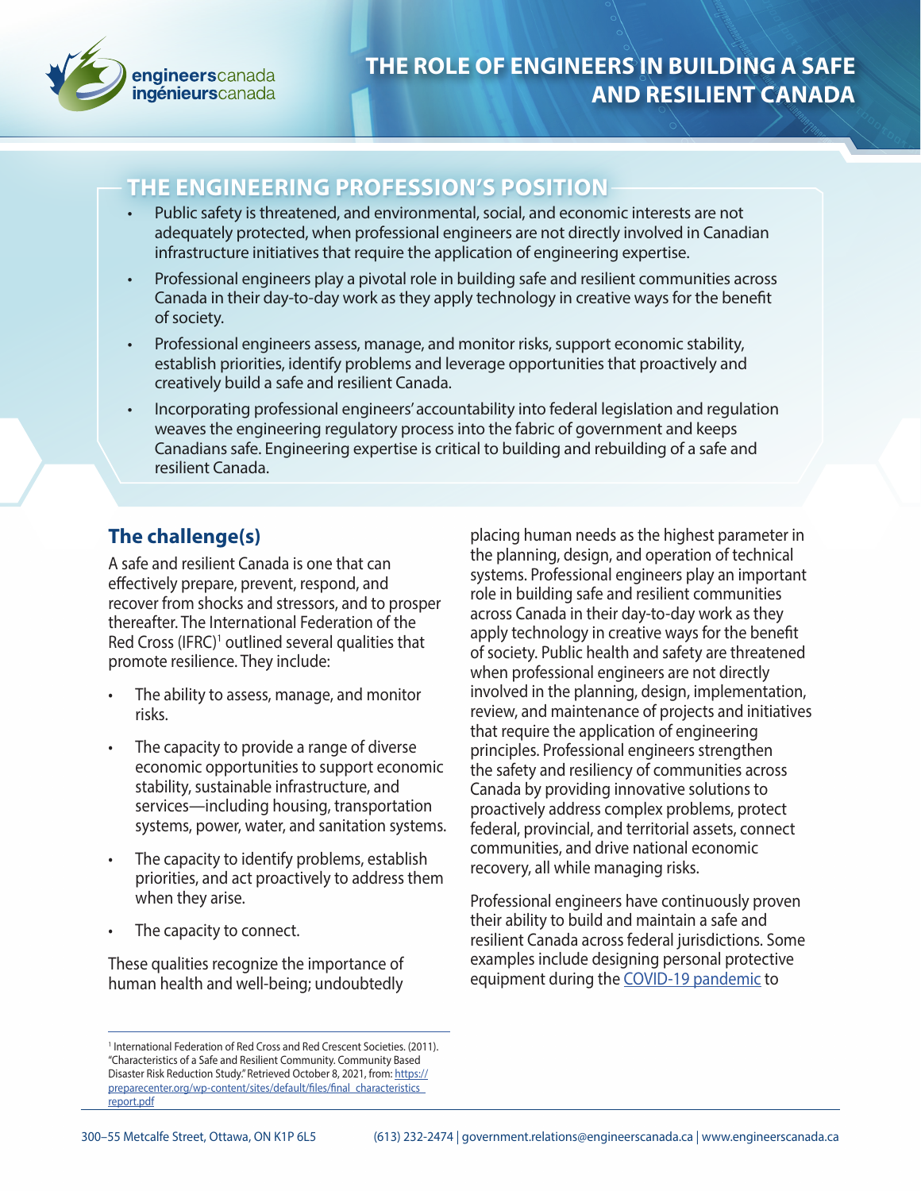# THE ROLE OF ENGINEERS IN BUILDING A SAFE AND RESILIENT CANADA

## THE ENGINEERING PROFESSION'S POSITION

- Public safety is threatened, and environmental, social, and economic interests are not adequately protected, when professional engineers are not directly involved in Canadian infrastructure initiatives that require the application of engineering expertise.
- Professional engineers play a pivotal role in building safe and resilient communities across Canada in their day-to-day work as they apply technology in creative ways for the benefit of society.
- Professional engineers assess, manage, and monitor risks, support economic stability, establish priorities, identify problems and leverage opportunities that proactively and creatively build a safe and resilient Canada.
- Incorporating professional engineers' accountability into federal legislation and regulation weaves the engineering regulatory process into the fabric of government and keeps Canadians safe. Engineering expertise is critical to building and rebuilding of a safe and resilient Canada.

## The challenge(s)

A safe and resilient Canada is one that can effectively prepare, prevent, respond, and recover from shocks and stressors, and to prosper thereafter. The International Federation of the Red Cross (IFRC)[1] outlined several qualities that promote resilience. They include:

- The ability to assess, manage, and monitor risks.
- The capacity to provide a range of diverse economic opportunities to support economic stability, sustainable infrastructure, and services—including housing, transportation systems, power, water, and sanitation systems.
- The capacity to identify problems, establish priorities, and act proactively to address them when they arise.
- The capacity to connect.

These qualities recognize the importance of human health and well-being; undoubtedly placing human needs as the highest parameter in the planning, design, and operation of technical systems. Professional engineers play an important role in building safe and resilient communities across Canada in their day-to-day work as they apply technology in creative ways for the benefit of society. Public health and safety are threatened when professional engineers are not directly involved in the planning, design, implementation, review, and maintenance of projects and initiatives that require the application of engineering principles. Professional engineers strengthen the safety and resiliency of communities across Canada by providing innovative solutions to proactively address complex problems, protect federal, provincial, and territorial assets, connect communities, and drive national economic recovery, all while managing risks.

Professional engineers have continuously proven their ability to build and maintain a safe and resilient Canada across federal jurisdictions. Some examples include designing personal protective equipment during the [COVID-19 pandemic](#) to

---

[1] International Federation of Red Cross and Red Crescent Societies. (2011). "Characteristics of a Safe and Resilient Community. Community Based Disaster Risk Reduction Study." Retrieved October 8, 2021, from: [https://preparecenter.org/wp-content/sites/default/files/final_characteristics_report.pdf](https://preparecenter.org/wp-content/sites/default/files/final_characteristics_report.pdf)

300–55 Metcalfe Street, Ottawa, ON K1P 6L5 | (613) 232-2474 | government.relations@engineerscanada.ca | www.engineerscanada.ca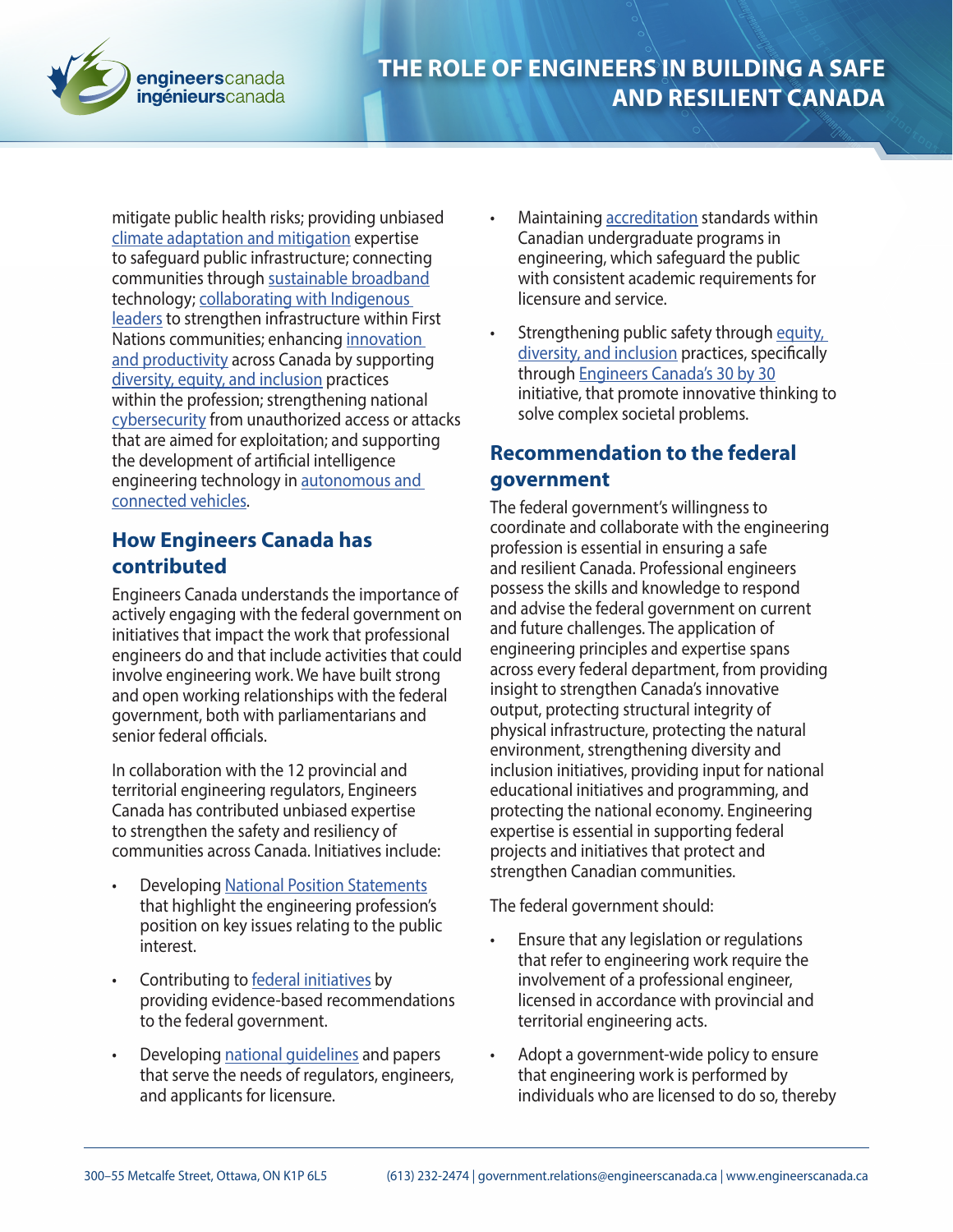mitigate public health risks; providing unbiased climate adaptation and mitigation expertise to safeguard public infrastructure; connecting communities through sustainable broadband technology; collaborating with Indigenous leaders to strengthen infrastructure within First Nations communities; enhancing innovation and productivity across Canada by supporting diversity, equity, and inclusion practices within the profession; strengthening national cybersecurity from unauthorized access or attacks that are aimed for exploitation; and supporting the development of artificial intelligence engineering technology in autonomous and connected vehicles.

## How Engineers Canada has contributed

Engineers Canada understands the importance of actively engaging with the federal government on initiatives that impact the work that professional engineers do and that include activities that could involve engineering work. We have built strong and open working relationships with the federal government, both with parliamentarians and senior federal officials.

In collaboration with the 12 provincial and territorial engineering regulators, Engineers Canada has contributed unbiased expertise to strengthen the safety and resiliency of communities across Canada. Initiatives include:

- Developing National Position Statements that highlight the engineering profession's position on key issues relating to the public interest.
- Contributing to federal initiatives by providing evidence-based recommendations to the federal government.
- Developing national guidelines and papers that serve the needs of regulators, engineers, and applicants for licensure.
- Maintaining accreditation standards within Canadian undergraduate programs in engineering, which safeguard the public with consistent academic requirements for licensure and service.
- Strengthening public safety through equity, diversity, and inclusion practices, specifically through Engineers Canada's 30 by 30 initiative, that promote innovative thinking to solve complex societal problems.

## Recommendation to the federal government

The federal government's willingness to coordinate and collaborate with the engineering profession is essential in ensuring a safe and resilient Canada. Professional engineers possess the skills and knowledge to respond and advise the federal government on current and future challenges. The application of engineering principles and expertise spans across every federal department, from providing insight to strengthen Canada's innovative output, protecting structural integrity of physical infrastructure, protecting the natural environment, strengthening diversity and inclusion initiatives, providing input for national educational initiatives and programming, and protecting the national economy. Engineering expertise is essential in supporting federal projects and initiatives that protect and strengthen Canadian communities.

The federal government should:

- Ensure that any legislation or regulations that refer to engineering work require the involvement of a professional engineer, licensed in accordance with provincial and territorial engineering acts.
- Adopt a government-wide policy to ensure that engineering work is performed by individuals who are licensed to do so, thereby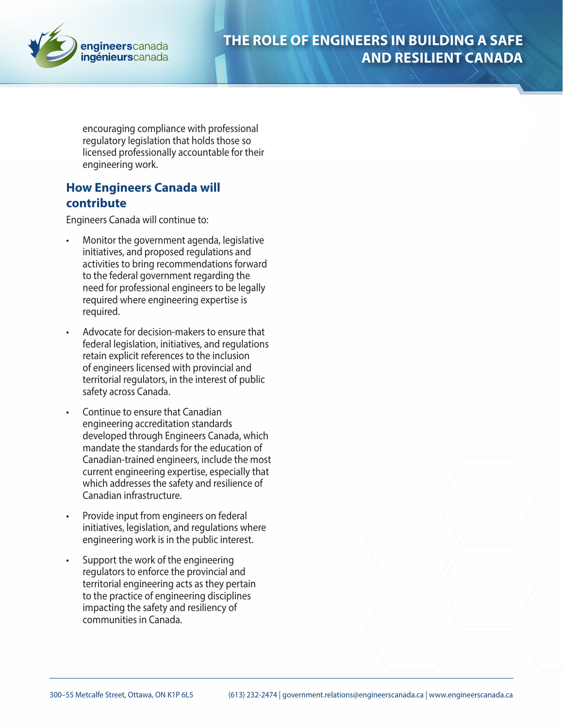encouraging compliance with professional regulatory legislation that holds those so licensed professionally accountable for their engineering work.

## How Engineers Canada will contribute

Engineers Canada will continue to:

- Monitor the government agenda, legislative initiatives, and proposed regulations and activities to bring recommendations forward to the federal government regarding the need for professional engineers to be legally required where engineering expertise is required.
- Advocate for decision-makers to ensure that federal legislation, initiatives, and regulations retain explicit references to the inclusion of engineers licensed with provincial and territorial regulators, in the interest of public safety across Canada.
- Continue to ensure that Canadian engineering accreditation standards developed through Engineers Canada, which mandate the standards for the education of Canadian-trained engineers, include the most current engineering expertise, especially that which addresses the safety and resilience of Canadian infrastructure.
- Provide input from engineers on federal initiatives, legislation, and regulations where engineering work is in the public interest.
- Support the work of the engineering regulators to enforce the provincial and territorial engineering acts as they pertain to the practice of engineering disciplines impacting the safety and resiliency of communities in Canada.